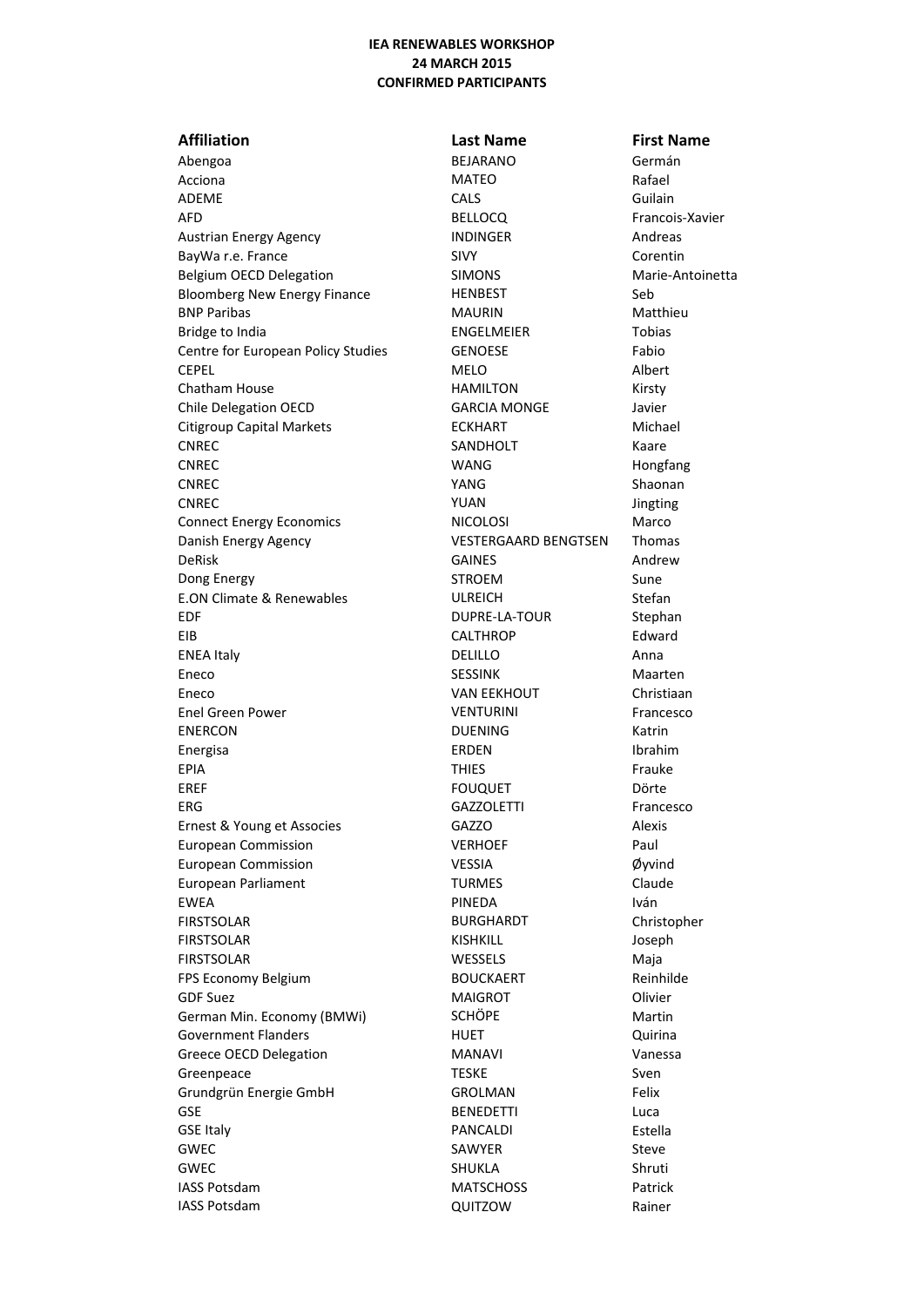**IEA RENEWABLES WORKSHOP**
**24 MARCH 2015**
**CONFIRMED PARTICIPANTS**

| Affiliation | Last Name | First Name |
|---|---|---|
| Abengoa | BEJARANO | Germán |
| Acciona | MATEO | Rafael |
| ADEME | CALS | Guilain |
| AFD | BELLOCQ | Francois-Xavier |
| Austrian Energy Agency | INDINGER | Andreas |
| BayWa r.e. France | SIVY | Corentin |
| Belgium OECD Delegation | SIMONS | Marie-Antoinetta |
| Bloomberg New Energy Finance | HENBEST | Seb |
| BNP Paribas | MAURIN | Matthieu |
| Bridge to India | ENGELMEIER | Tobias |
| Centre for European Policy Studies | GENOESE | Fabio |
| CEPEL | MELO | Albert |
| Chatham House | HAMILTON | Kirsty |
| Chile Delegation OECD | GARCIA MONGE | Javier |
| Citigroup Capital Markets | ECKHART | Michael |
| CNREC | SANDHOLT | Kaare |
| CNREC | WANG | Hongfang |
| CNREC | YANG | Shaonan |
| CNREC | YUAN | Jingting |
| Connect Energy Economics | NICOLOSI | Marco |
| Danish Energy Agency | VESTERGAARD BENGTSEN | Thomas |
| DeRisk | GAINES | Andrew |
| Dong Energy | STROEM | Sune |
| E.ON Climate & Renewables | ULREICH | Stefan |
| EDF | DUPRE-LA-TOUR | Stephan |
| EIB | CALTHROP | Edward |
| ENEA Italy | DELILLO | Anna |
| Eneco | SESSINK | Maarten |
| Eneco | VAN EEKHOUT | Christiaan |
| Enel Green Power | VENTURINI | Francesco |
| ENERCON | DUENING | Katrin |
| Energisa | ERDEN | Ibrahim |
| EPIA | THIES | Frauke |
| EREF | FOUQUET | Dörte |
| ERG | GAZZOLETTI | Francesco |
| Ernest & Young et Associes | GAZZO | Alexis |
| European Commission | VERHOEF | Paul |
| European Commission | VESSIA | Øyvind |
| European Parliament | TURMES | Claude |
| EWEA | PINEDA | Iván |
| FIRSTSOLAR | BURGHARDT | Christopher |
| FIRSTSOLAR | KISHKILL | Joseph |
| FIRSTSOLAR | WESSELS | Maja |
| FPS Economy Belgium | BOUCKAERT | Reinhilde |
| GDF Suez | MAIGROT | Olivier |
| German Min. Economy (BMWi) | SCHÖPE | Martin |
| Government Flanders | HUET | Quirina |
| Greece OECD Delegation | MANAVI | Vanessa |
| Greenpeace | TESKE | Sven |
| Grundgrün Energie GmbH | GROLMAN | Felix |
| GSE | BENEDETTI | Luca |
| GSE Italy | PANCALDI | Estella |
| GWEC | SAWYER | Steve |
| GWEC | SHUKLA | Shruti |
| IASS Potsdam | MATSCHOSS | Patrick |
| IASS Potsdam | QUITZOW | Rainer |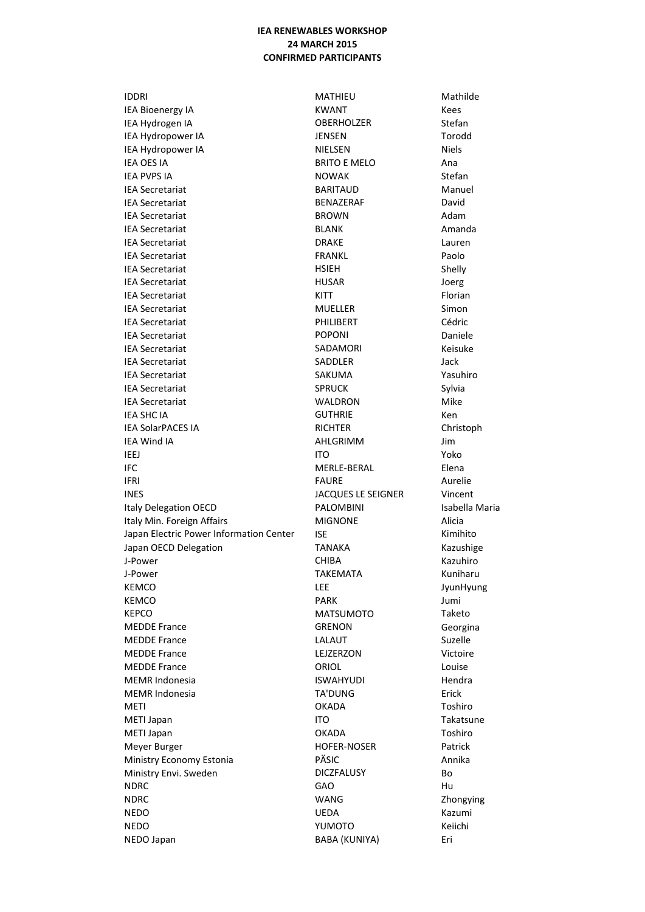**IEA RENEWABLES WORKSHOP**
**24 MARCH 2015**
**CONFIRMED PARTICIPANTS**

| | | |
|---|---|---|
| IDDRI | MATHIEU | Mathilde |
| IEA Bioenergy IA | KWANT | Kees |
| IEA Hydrogen IA | OBERHOLZER | Stefan |
| IEA Hydropower IA | JENSEN | Torodd |
| IEA Hydropower IA | NIELSEN | Niels |
| IEA OES IA | BRITO E MELO | Ana |
| IEA PVPS IA | NOWAK | Stefan |
| IEA Secretariat | BARITAUD | Manuel |
| IEA Secretariat | BENAZERAF | David |
| IEA Secretariat | BROWN | Adam |
| IEA Secretariat | BLANK | Amanda |
| IEA Secretariat | DRAKE | Lauren |
| IEA Secretariat | FRANKL | Paolo |
| IEA Secretariat | HSIEH | Shelly |
| IEA Secretariat | HUSAR | Joerg |
| IEA Secretariat | KITT | Florian |
| IEA Secretariat | MUELLER | Simon |
| IEA Secretariat | PHILIBERT | Cédric |
| IEA Secretariat | POPONI | Daniele |
| IEA Secretariat | SADAMORI | Keisuke |
| IEA Secretariat | SADDLER | Jack |
| IEA Secretariat | SAKUMA | Yasuhiro |
| IEA Secretariat | SPRUCK | Sylvia |
| IEA Secretariat | WALDRON | Mike |
| IEA SHC IA | GUTHRIE | Ken |
| IEA SolarPACES IA | RICHTER | Christoph |
| IEA Wind IA | AHLGRIMM | Jim |
| IEEJ | ITO | Yoko |
| IFC | MERLE-BERAL | Elena |
| IFRI | FAURE | Aurelie |
| INES | JACQUES LE SEIGNER | Vincent |
| Italy Delegation OECD | PALOMBINI | Isabella Maria |
| Italy Min. Foreign Affairs | MIGNONE | Alicia |
| Japan Electric Power Information Center | ISE | Kimihito |
| Japan OECD Delegation | TANAKA | Kazushige |
| J-Power | CHIBA | Kazuhiro |
| J-Power | TAKEMATA | Kuniharu |
| KEMCO | LEE | JyunHyung |
| KEMCO | PARK | Jumi |
| KEPCO | MATSUMOTO | Taketo |
| MEDDE France | GRENON | Georgina |
| MEDDE France | LALAUT | Suzelle |
| MEDDE France | LEJZERZON | Victoire |
| MEDDE France | ORIOL | Louise |
| MEMR Indonesia | ISWAHYUDI | Hendra |
| MEMR Indonesia | TA'DUNG | Erick |
| METI | OKADA | Toshiro |
| METI Japan | ITO | Takatsune |
| METI Japan | OKADA | Toshiro |
| Meyer Burger | HOFER-NOSER | Patrick |
| Ministry Economy Estonia | PÄSIC | Annika |
| Ministry Envi. Sweden | DICZFALUSY | Bo |
| NDRC | GAO | Hu |
| NDRC | WANG | Zhongying |
| NEDO | UEDA | Kazumi |
| NEDO | YUMOTO | Keiichi |
| NEDO Japan | BABA (KUNIYA) | Eri |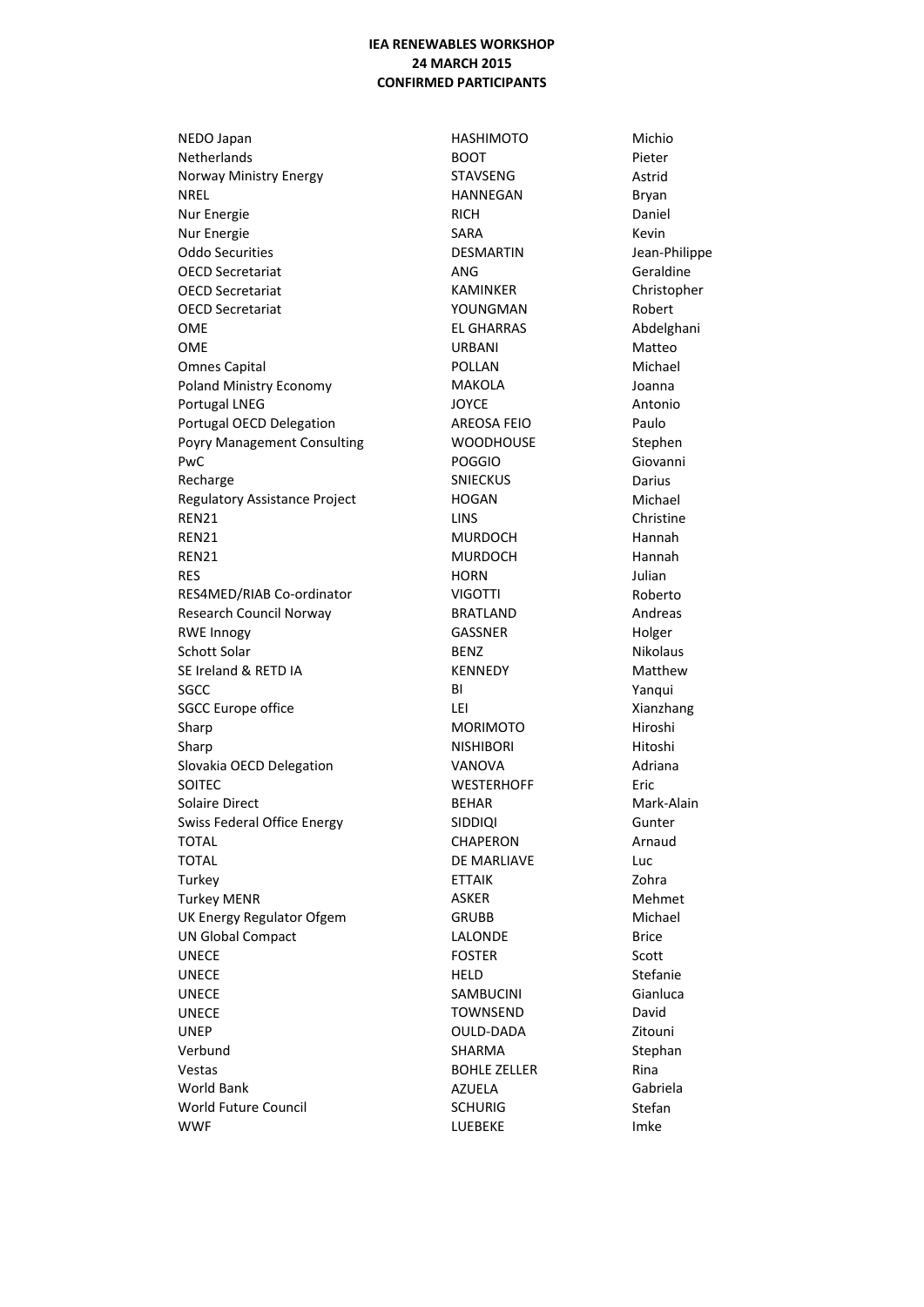**IEA RENEWABLES WORKSHOP**
**24 MARCH 2015**
**CONFIRMED PARTICIPANTS**

| | | |
|---|---|---|
| NEDO Japan | HASHIMOTO | Michio |
| Netherlands | BOOT | Pieter |
| Norway Ministry Energy | STAVSENG | Astrid |
| NREL | HANNEGAN | Bryan |
| Nur Energie | RICH | Daniel |
| Nur Energie | SARA | Kevin |
| Oddo Securities | DESMARTIN | Jean-Philippe |
| OECD Secretariat | ANG | Geraldine |
| OECD Secretariat | KAMINKER | Christopher |
| OECD Secretariat | YOUNGMAN | Robert |
| OME | EL GHARRAS | Abdelghani |
| OME | URBANI | Matteo |
| Omnes Capital | POLLAN | Michael |
| Poland Ministry Economy | MAKOLA | Joanna |
| Portugal LNEG | JOYCE | Antonio |
| Portugal OECD Delegation | AREOSA FEIO | Paulo |
| Poyry Management Consulting | WOODHOUSE | Stephen |
| PwC | POGGIO | Giovanni |
| Recharge | SNIECKUS | Darius |
| Regulatory Assistance Project | HOGAN | Michael |
| REN21 | LINS | Christine |
| REN21 | MURDOCH | Hannah |
| REN21 | MURDOCH | Hannah |
| RES | HORN | Julian |
| RES4MED/RIAB Co-ordinator | VIGOTTI | Roberto |
| Research Council Norway | BRATLAND | Andreas |
| RWE Innogy | GASSNER | Holger |
| Schott Solar | BENZ | Nikolaus |
| SE Ireland & RETD IA | KENNEDY | Matthew |
| SGCC | BI | Yanqui |
| SGCC Europe office | LEI | Xianzhang |
| Sharp | MORIMOTO | Hiroshi |
| Sharp | NISHIBORI | Hitoshi |
| Slovakia OECD Delegation | VANOVA | Adriana |
| SOITEC | WESTERHOFF | Eric |
| Solaire Direct | BEHAR | Mark-Alain |
| Swiss Federal Office Energy | SIDDIQI | Gunter |
| TOTAL | CHAPERON | Arnaud |
| TOTAL | DE MARLIAVE | Luc |
| Turkey | ETTAIK | Zohra |
| Turkey MENR | ASKER | Mehmet |
| UK Energy Regulator Ofgem | GRUBB | Michael |
| UN Global Compact | LALONDE | Brice |
| UNECE | FOSTER | Scott |
| UNECE | HELD | Stefanie |
| UNECE | SAMBUCINI | Gianluca |
| UNECE | TOWNSEND | David |
| UNEP | OULD-DADA | Zitouni |
| Verbund | SHARMA | Stephan |
| Vestas | BOHLE ZELLER | Rina |
| World Bank | AZUELA | Gabriela |
| World Future Council | SCHURIG | Stefan |
| WWF | LUEBEKE | Imke |